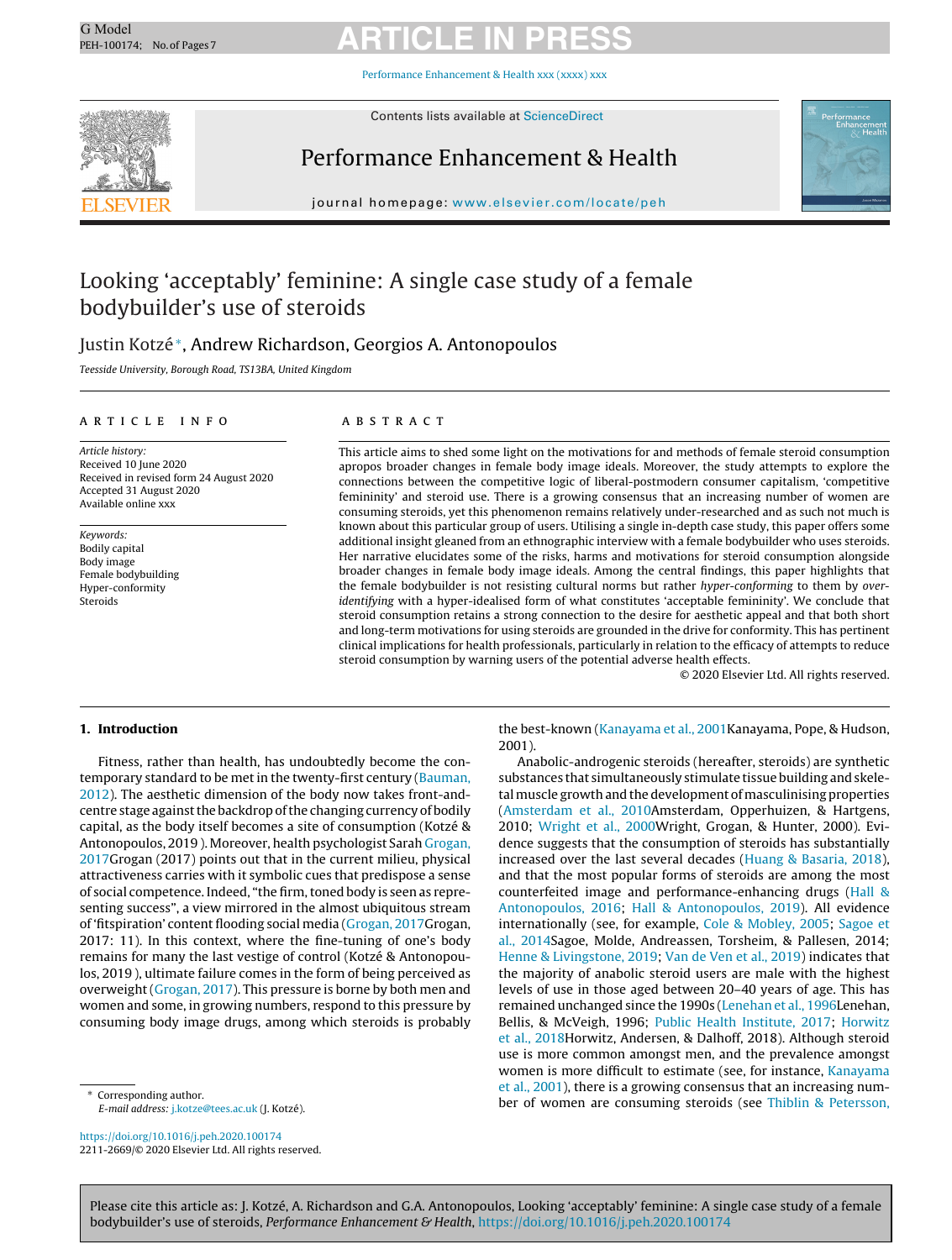# Looking 'acceptably' feminine: A single case study of a female bodybuilder's use of steroids

Justin Kotzé*, Andrew Richardson, Georgios A. Antonopoulos

*Teesside University, Borough Road, TS13BA, United Kingdom*

**ARTICLE INFO**

*Article history:*
Received 10 June 2020
Received in revised form 24 August 2020
Accepted 31 August 2020
Available online xxx

*Keywords:*
Bodily capital
Body image
Female bodybuilding
Hyper-conformity
Steroids

**ABSTRACT**

This article aims to shed some light on the motivations for and methods of female steroid consumption apropos broader changes in female body image ideals. Moreover, the study attempts to explore the connections between the competitive logic of liberal-postmodern consumer capitalism, 'competitive femininity' and steroid use. There is a growing consensus that an increasing number of women are consuming steroids, yet this phenomenon remains relatively under-researched and as such not much is known about this particular group of users. Utilising a single in-depth case study, this paper offers some additional insight gleaned from an ethnographic interview with a female bodybuilder who uses steroids. Her narrative elucidates some of the risks, harms and motivations for steroid consumption alongside broader changes in female body image ideals. Among the central findings, this paper highlights that the female bodybuilder is not resisting cultural norms but rather *hyper-conforming* to them by *over-identifying* with a hyper-idealised form of what constitutes 'acceptable femininity'. We conclude that steroid consumption retains a strong connection to the desire for aesthetic appeal and that both short and long-term motivations for using steroids are grounded in the drive for conformity. This has pertinent clinical implications for health professionals, particularly in relation to the efficacy of attempts to reduce steroid consumption by warning users of the potential adverse health effects.

© 2020 Elsevier Ltd. All rights reserved.

## 1. Introduction

Fitness, rather than health, has undoubtedly become the contemporary standard to be met in the twenty-first century (Bauman, 2012). The aesthetic dimension of the body now takes front-and-centre stage against the backdrop of the changing currency of bodily capital, as the body itself becomes a site of consumption (Kotzé & Antonopoulos, 2019 ). Moreover, health psychologist Sarah Grogan, 2017Grogan (2017) points out that in the current milieu, physical attractiveness carries with it symbolic cues that predispose a sense of social competence. Indeed, "the firm, toned body is seen as representing success", a view mirrored in the almost ubiquitous stream of 'fitspiration' content flooding social media (Grogan, 2017Grogan, 2017: 11). In this context, where the fine-tuning of one's body remains for many the last vestige of control (Kotzé & Antonopoulos, 2019 ), ultimate failure comes in the form of being perceived as overweight (Grogan, 2017). This pressure is borne by both men and women and some, in growing numbers, respond to this pressure by consuming body image drugs, among which steroids is probably the best-known (Kanayama et al., 2001Kanayama, Pope, & Hudson, 2001).

Anabolic-androgenic steroids (hereafter, steroids) are synthetic substances that simultaneously stimulate tissue building and skeletal muscle growth and the development of masculinising properties (Amsterdam et al., 2010Amsterdam, Opperhuizen, & Hartgens, 2010; Wright et al., 2000Wright, Grogan, & Hunter, 2000). Evidence suggests that the consumption of steroids has substantially increased over the last several decades (Huang & Basaria, 2018), and that the most popular forms of steroids are among the most counterfeited image and performance-enhancing drugs (Hall & Antonopoulos, 2016; Hall & Antonopoulos, 2019). All evidence internationally (see, for example, Cole & Mobley, 2005; Sagoe et al., 2014Sagoe, Molde, Andreassen, Torsheim, & Pallesen, 2014; Henne & Livingstone, 2019; Van de Ven et al., 2019) indicates that the majority of anabolic steroid users are male with the highest levels of use in those aged between 20–40 years of age. This has remained unchanged since the 1990s (Lenehan et al., 1996Lenehan, Bellis, & McVeigh, 1996; Public Health Institute, 2017; Horwitz et al., 2018Horwitz, Andersen, & Dalhoff, 2018). Although steroid use is more common amongst men, and the prevalence amongst women is more difficult to estimate (see, for instance, Kanayama et al., 2001), there is a growing consensus that an increasing number of women are consuming steroids (see Thiblin & Petersson,

* Corresponding author.
E-mail address: j.kotze@tees.ac.uk (J. Kotzé).

https://doi.org/10.1016/j.peh.2020.100174
2211-2669/© 2020 Elsevier Ltd. All rights reserved.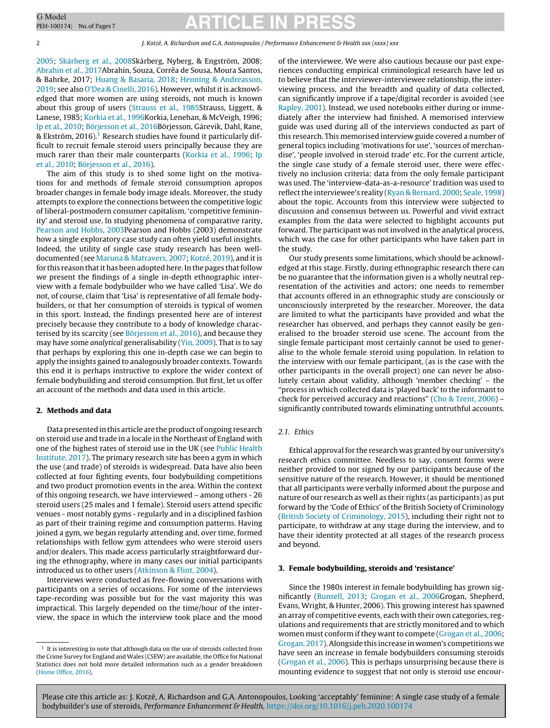2005; Skårberg et al., 2008Skårberg, Nyberg, & Engström, 2008; Abrahin et al., 2017Abrahin, Souza, Corrêa de Sousa, Moura Santos, & Bahrke, 2017; Huang & Basaria, 2018; Henning & Andreasson, 2019; see also O'Dea & Cinelli, 2016). However, whilst it is acknowledged that more women are using steroids, not much is known about this group of users (Strauss et al., 1985Strauss, Liggett, & Lanese, 1985; Korkia et al., 1996Korkia, Lenehan, & McVeigh, 1996; Ip et al., 2010; Börjesson et al., 2016Börjesson, Gårevik, Dahl, Rane, & Ekström, 2016).[1] Research studies have found it particularly difficult to recruit female steroid users principally because they are much rarer than their male counterparts (Korkia et al., 1996; Ip et al., 2010; Börjesson et al., 2016).

The aim of this study is to shed some light on the motivations for and methods of female steroid consumption apropos broader changes in female body image ideals. Moreover, the study attempts to explore the connections between the competitive logic of liberal-postmodern consumer capitalism, 'competitive femininity' and steroid use. In studying phenomena of comparative rarity, Pearson and Hobbs, 2003Pearson and Hobbs (2003) demonstrate how a single exploratory case study can often yield useful insights. Indeed, the utility of single case study research has been well-documented (see Maruna & Matravers, 2007; Kotzé, 2019), and it is for this reason that it has been adopted here. In the pages that follow we present the findings of a single in-depth ethnographic interview with a female bodybuilder who we have called 'Lisa'. We do not, of course, claim that 'Lisa' is representative of all female bodybuilders, or that her consumption of steroids is typical of women in this sport. Instead, the findings presented here are of interest precisely because they contribute to a body of knowledge characterised by its scarcity (see Börjesson et al., 2016), and because they may have some *analytical* generalisability (Yin, 2009). That is to say that perhaps by exploring this one in-depth case we can begin to apply the insights gained to analogously broader contexts. Towards this end it is perhaps instructive to explore the wider context of female bodybuilding and steroid consumption. But first, let us offer an account of the methods and data used in this article.

## 2. Methods and data

Data presented in this article are the product of ongoing research on steroid use and trade in a locale in the Northeast of England with one of the highest rates of steroid use in the UK (see Public Health Institute, 2017). The primary research site has been a gym in which the use (and trade) of steroids is widespread. Data have also been collected at four fighting events, four bodybuilding competitions and two product promotion events in the area. Within the context of this ongoing research, we have interviewed – among others - 26 steroid users (25 males and 1 female). Steroid users attend specific venues - most notably gyms - regularly and in a disciplined fashion as part of their training regime and consumption patterns. Having joined a gym, we began regularly attending and, over time, formed relationships with fellow gym attendees who were steroid users and/or dealers. This made access particularly straightforward during the ethnography, where in many cases our initial participants introduced us to other users (Atkinson & Flint, 2004).

Interviews were conducted as free-flowing conversations with participants on a series of occasions. For some of the interviews tape-recording was possible but for the vast majority this was impractical. This largely depended on the time/hour of the interview, the space in which the interview took place and the mood of the interviewee. We were also cautious because our past experiences conducting empirical criminological research have led us to believe that the interviewer-interviewee relationship, the interviewing process, and the breadth and quality of data collected, can significantly improve if a tape/digital recorder is avoided (see Rapley, 2001). Instead, we used notebooks either during or immediately after the interview had finished. A memorised interview guide was used during all of the interviews conducted as part of this research. This memorised interview guide covered a number of general topics including 'motivations for use', 'sources of merchandise', 'people involved in steroid trade' etc. For the current article, the single case study of a female steroid user, there were effectively no inclusion criteria: data from the only female participant was used. The 'interview-data-as-a-resource' tradition was used to reflect the interviewee's reality (Ryan & Bernard, 2000; Seale, 1998) about the topic. Accounts from this interview were subjected to discussion and consensus between us. Powerful and vivid extract examples from the data were selected to highlight accounts put forward. The participant was not involved in the analytical process, which was the case for other participants who have taken part in the study.

Our study presents some limitations, which should be acknowledged at this stage. Firstly, during ethnographic research there can be no guarantee that the information given is a wholly neutral representation of the activities and actors; one needs to remember that accounts offered in an ethnographic study are consciously or unconsciously interpreted by the researcher. Moreover, the data are limited to what the participants have provided and what the researcher has observed, and perhaps they cannot easily be generalised to the broader steroid use scene. The account from the single female participant most certainly cannot be used to generalise to the whole female steroid using population. In relation to the interview with our female participant, (as is the case with the other participants in the overall project) one can never be absolutely certain about validity, although 'member checking' – the "process in which collected data is 'played back' to the informant to check for perceived accuracy and reactions" (Cho & Trent, 2006) – significantly contributed towards eliminating untruthful accounts.

### 2.1. Ethics

Ethical approval for the research was granted by our university's research ethics committee. Needless to say, consent forms were neither provided to nor signed by our participants because of the sensitive nature of the research. However, it should be mentioned that all participants were verbally informed about the purpose and nature of our research as well as their rights (as participants) as put forward by the 'Code of Ethics' of the British Society of Criminology (British Society of Criminology, 2015), including their right not to participate, to withdraw at any stage during the interview, and to have their identity protected at all stages of the research process and beyond.

## 3. Female bodybuilding, steroids and 'resistance'

Since the 1980s interest in female bodybuilding has grown significantly (Bunsell, 2013; Grogan et al., 2006Grogan, Shepherd, Evans, Wright, & Hunter, 2006). This growing interest has spawned an array of competitive events, each with their own categories, regulations and requirements that are strictly monitored and to which women must conform if they want to compete (Grogan et al., 2006; Grogan, 2017). Alongside this increase in women's competitions we have seen an increase in female bodybuilders consuming steroids (Grogan et al., 2006). This is perhaps unsurprising because there is mounting evidence to suggest that not only is steroid use encour-

[1] It is interesting to note that although data on the use of steroids collected from the Crime Survey for England and Wales (CSEW) are available, the Office for National Statistics does not hold more detailed information such as a gender breakdown (Home Office, 2016).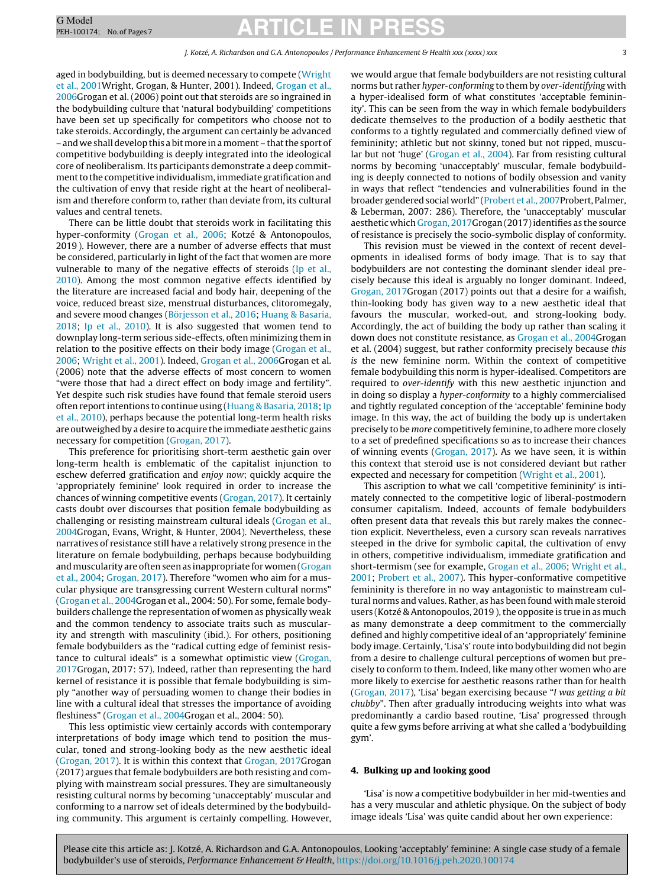aged in bodybuilding, but is deemed necessary to compete (Wright et al., 2001Wright, Grogan, & Hunter, 2001). Indeed, Grogan et al., 2006Grogan et al. (2006) point out that steroids are so ingrained in the bodybuilding culture that 'natural bodybuilding' competitions have been set up specifically for competitors who choose not to take steroids. Accordingly, the argument can certainly be advanced – and we shall develop this a bit more in a moment – that the sport of competitive bodybuilding is deeply integrated into the ideological core of neoliberalism. Its participants demonstrate a deep commitment to the competitive individualism, immediate gratification and the cultivation of envy that reside right at the heart of neoliberalism and therefore conform to, rather than deviate from, its cultural values and central tenets.

There can be little doubt that steroids work in facilitating this hyper-conformity (Grogan et al., 2006; Kotzé & Antonopoulos, 2019 ). However, there are a number of adverse effects that must be considered, particularly in light of the fact that women are more vulnerable to many of the negative effects of steroids (Ip et al., 2010). Among the most common negative effects identified by the literature are increased facial and body hair, deepening of the voice, reduced breast size, menstrual disturbances, clitoromegaly, and severe mood changes (Börjesson et al., 2016; Huang & Basaria, 2018; Ip et al., 2010). It is also suggested that women tend to downplay long-term serious side-effects, often minimizing them in relation to the positive effects on their body image (Grogan et al., 2006; Wright et al., 2001). Indeed, Grogan et al., 2006Grogan et al. (2006) note that the adverse effects of most concern to women "were those that had a direct effect on body image and fertility". Yet despite such risk studies have found that female steroid users often report intentions to continue using (Huang & Basaria, 2018; Ip et al., 2010), perhaps because the potential long-term health risks are outweighed by a desire to acquire the immediate aesthetic gains necessary for competition (Grogan, 2017).

This preference for prioritising short-term aesthetic gain over long-term health is emblematic of the capitalist injunction to eschew deferred gratification and *enjoy now*; quickly acquire the 'appropriately feminine' look required in order to increase the chances of winning competitive events (Grogan, 2017). It certainly casts doubt over discourses that position female bodybuilding as challenging or resisting mainstream cultural ideals (Grogan et al., 2004Grogan, Evans, Wright, & Hunter, 2004). Nevertheless, these narratives of resistance still have a relatively strong presence in the literature on female bodybuilding, perhaps because bodybuilding and muscularity are often seen as inappropriate for women (Grogan et al., 2004; Grogan, 2017). Therefore "women who aim for a muscular physique are transgressing current Western cultural norms" (Grogan et al., 2004Grogan et al., 2004: 50). For some, female bodybuilders challenge the representation of women as physically weak and the common tendency to associate traits such as muscularity and strength with masculinity (ibid.). For others, positioning female bodybuilders as the "radical cutting edge of feminist resistance to cultural ideals" is a somewhat optimistic view (Grogan, 2017Grogan, 2017: 57). Indeed, rather than representing the hard kernel of resistance it is possible that female bodybuilding is simply "another way of persuading women to change their bodies in line with a cultural ideal that stresses the importance of avoiding fleshiness" (Grogan et al., 2004Grogan et al., 2004: 50).

This less optimistic view certainly accords with contemporary interpretations of body image which tend to position the muscular, toned and strong-looking body as the new aesthetic ideal (Grogan, 2017). It is within this context that Grogan, 2017Grogan (2017) argues that female bodybuilders are both resisting and complying with mainstream social pressures. They are simultaneously resisting cultural norms by becoming 'unacceptably' muscular and conforming to a narrow set of ideals determined by the bodybuilding community. This argument is certainly compelling. However, we would argue that female bodybuilders are not resisting cultural norms but rather *hyper-conforming* to them by *over-identifying* with a hyper-idealised form of what constitutes 'acceptable femininity'. This can be seen from the way in which female bodybuilders dedicate themselves to the production of a bodily aesthetic that conforms to a tightly regulated and commercially defined view of femininity; athletic but not skinny, toned but not ripped, muscular but not 'huge' (Grogan et al., 2004). Far from resisting cultural norms by becoming 'unacceptably' muscular, female bodybuilding is deeply connected to notions of bodily obsession and vanity in ways that reflect "tendencies and vulnerabilities found in the broader gendered social world" (Probert et al., 2007Probert, Palmer, & Leberman, 2007: 286). Therefore, the 'unacceptably' muscular aesthetic which Grogan, 2017Grogan (2017) identifies as the source of resistance is precisely the socio-symbolic display of conformity.

This revision must be viewed in the context of recent developments in idealised forms of body image. That is to say that bodybuilders are not contesting the dominant slender ideal precisely because this ideal is arguably no longer dominant. Indeed, Grogan, 2017Grogan (2017) points out that a desire for a waifish, thin-looking body has given way to a new aesthetic ideal that favours the muscular, worked-out, and strong-looking body. Accordingly, the act of building the body up rather than scaling it down does not constitute resistance, as Grogan et al., 2004Grogan et al. (2004) suggest, but rather conformity precisely because *this is* the new feminine norm. Within the context of competitive female bodybuilding this norm is hyper-idealised. Competitors are required to *over-identify* with this new aesthetic injunction and in doing so display a *hyper-conformity* to a highly commercialised and tightly regulated conception of the 'acceptable' feminine body image. In this way, the act of building the body up is undertaken precisely to be *more* competitively feminine, to adhere more closely to a set of predefined specifications so as to increase their chances of winning events (Grogan, 2017). As we have seen, it is within this context that steroid use is not considered deviant but rather expected and necessary for competition (Wright et al., 2001).

This ascription to what we call 'competitive femininity' is intimately connected to the competitive logic of liberal-postmodern consumer capitalism. Indeed, accounts of female bodybuilders often present data that reveals this but rarely makes the connection explicit. Nevertheless, even a cursory scan reveals narratives steeped in the drive for symbolic capital, the cultivation of envy in others, competitive individualism, immediate gratification and short-termism (see for example, Grogan et al., 2006; Wright et al., 2001; Probert et al., 2007). This hyper-conformative competitive femininity is therefore in no way antagonistic to mainstream cultural norms and values. Rather, as has been found with male steroid users (Kotzé & Antonopoulos, 2019 ), the opposite is true in as much as many demonstrate a deep commitment to the commercially defined and highly competitive ideal of an 'appropriately' feminine body image. Certainly, 'Lisa's' route into bodybuilding did not begin from a desire to challenge cultural perceptions of women but precisely to conform to them. Indeed, like many other women who are more likely to exercise for aesthetic reasons rather than for health (Grogan, 2017), 'Lisa' began exercising because "*I was getting a bit chubby*". Then after gradually introducing weights into what was predominantly a cardio based routine, 'Lisa' progressed through quite a few gyms before arriving at what she called a 'bodybuilding gym'.

## 4. Bulking up and looking good

'Lisa' is now a competitive bodybuilder in her mid-twenties and has a very muscular and athletic physique. On the subject of body image ideals 'Lisa' was quite candid about her own experience: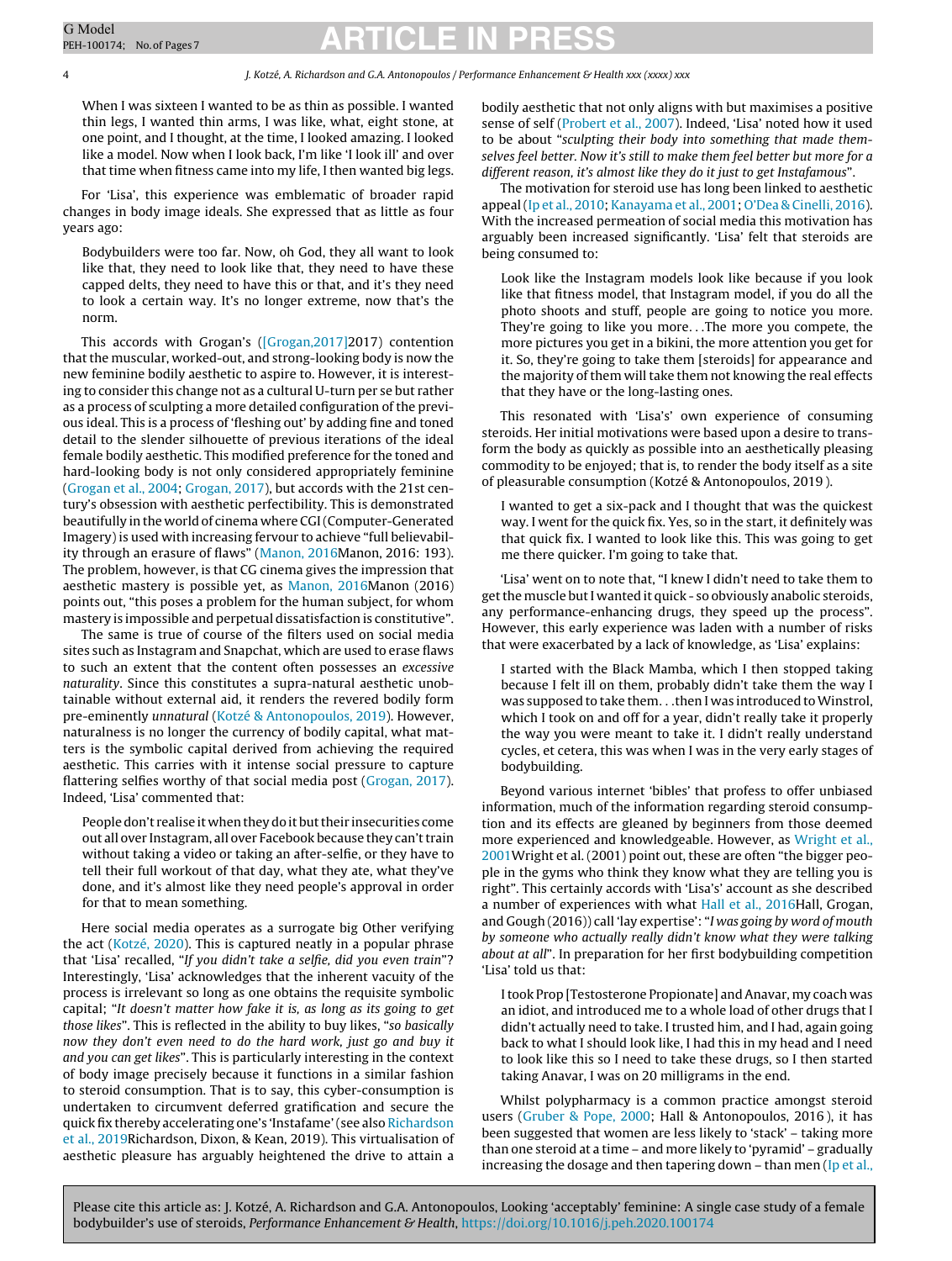> When I was sixteen I wanted to be as thin as possible. I wanted thin legs, I wanted thin arms, I was like, what, eight stone, at one point, and I thought, at the time, I looked amazing. I looked like a model. Now when I look back, I'm like 'I look ill' and over that time when fitness came into my life, I then wanted big legs.

For 'Lisa', this experience was emblematic of broader rapid changes in body image ideals. She expressed that as little as four years ago:

> Bodybuilders were too far. Now, oh God, they all want to look like that, they need to look like that, they need to have these capped delts, they need to have this or that, and it's they need to look a certain way. It's no longer extreme, now that's the norm.

This accords with Grogan's ([Grogan,2017]2017) contention that the muscular, worked-out, and strong-looking body is now the new feminine bodily aesthetic to aspire to. However, it is interesting to consider this change not as a cultural U-turn per se but rather as a process of sculpting a more detailed configuration of the previous ideal. This is a process of 'fleshing out' by adding fine and toned detail to the slender silhouette of previous iterations of the ideal female bodily aesthetic. This modified preference for the toned and hard-looking body is not only considered appropriately feminine (Grogan et al., 2004; Grogan, 2017), but accords with the 21st century's obsession with aesthetic perfectibility. This is demonstrated beautifully in the world of cinema where CGI (Computer-Generated Imagery) is used with increasing fervour to achieve "full believability through an erasure of flaws" (Manon, 2016Manon, 2016: 193). The problem, however, is that CG cinema gives the impression that aesthetic mastery is possible yet, as Manon, 2016Manon (2016) points out, "this poses a problem for the human subject, for whom mastery is impossible and perpetual dissatisfaction is constitutive".

The same is true of course of the filters used on social media sites such as Instagram and Snapchat, which are used to erase flaws to such an extent that the content often possesses an *excessive naturality*. Since this constitutes a supra-natural aesthetic unobtainable without external aid, it renders the revered bodily form pre-eminently *unnatural* (Kotzé & Antonopoulos, 2019). However, naturalness is no longer the currency of bodily capital, what matters is the symbolic capital derived from achieving the required aesthetic. This carries with it intense social pressure to capture flattering selfies worthy of that social media post (Grogan, 2017). Indeed, 'Lisa' commented that:

> People don't realise it when they do it but their insecurities come out all over Instagram, all over Facebook because they can't train without taking a video or taking an after-selfie, or they have to tell their full workout of that day, what they ate, what they've done, and it's almost like they need people's approval in order for that to mean something.

Here social media operates as a surrogate big Other verifying the act (Kotzé, 2020). This is captured neatly in a popular phrase that 'Lisa' recalled, "*If you didn't take a selfie, did you even train*"? Interestingly, 'Lisa' acknowledges that the inherent vacuity of the process is irrelevant so long as one obtains the requisite symbolic capital; "*It doesn't matter how fake it is, as long as its going to get those likes*". This is reflected in the ability to buy likes, "*so basically now they don't even need to do the hard work, just go and buy it and you can get likes*". This is particularly interesting in the context of body image precisely because it functions in a similar fashion to steroid consumption. That is to say, this cyber-consumption is undertaken to circumvent deferred gratification and secure the quick fix thereby accelerating one's 'Instafame' (see also Richardson et al., 2019Richardson, Dixon, & Kean, 2019). This virtualisation of aesthetic pleasure has arguably heightened the drive to attain a bodily aesthetic that not only aligns with but maximises a positive sense of self (Probert et al., 2007). Indeed, 'Lisa' noted how it used to be about "*sculpting their body into something that made themselves feel better. Now it's still to make them feel better but more for a different reason, it's almost like they do it just to get Instafamous*".

The motivation for steroid use has long been linked to aesthetic appeal (Ip et al., 2010; Kanayama et al., 2001; O'Dea & Cinelli, 2016). With the increased permeation of social media this motivation has arguably been increased significantly. 'Lisa' felt that steroids are being consumed to:

> Look like the Instagram models look like because if you look like that fitness model, that Instagram model, if you do all the photo shoots and stuff, people are going to notice you more. They're going to like you more. . .The more you compete, the more pictures you get in a bikini, the more attention you get for it. So, they're going to take them [steroids] for appearance and the majority of them will take them not knowing the real effects that they have or the long-lasting ones.

This resonated with 'Lisa's' own experience of consuming steroids. Her initial motivations were based upon a desire to transform the body as quickly as possible into an aesthetically pleasing commodity to be enjoyed; that is, to render the body itself as a site of pleasurable consumption (Kotzé & Antonopoulos, 2019 ).

> I wanted to get a six-pack and I thought that was the quickest way. I went for the quick fix. Yes, so in the start, it definitely was that quick fix. I wanted to look like this. This was going to get me there quicker. I'm going to take that.

'Lisa' went on to note that, "I knew I didn't need to take them to get the muscle but I wanted it quick - so obviously anabolic steroids, any performance-enhancing drugs, they speed up the process". However, this early experience was laden with a number of risks that were exacerbated by a lack of knowledge, as 'Lisa' explains:

> I started with the Black Mamba, which I then stopped taking because I felt ill on them, probably didn't take them the way I was supposed to take them. . .then I was introduced to Winstrol, which I took on and off for a year, didn't really take it properly the way you were meant to take it. I didn't really understand cycles, et cetera, this was when I was in the very early stages of bodybuilding.

Beyond various internet 'bibles' that profess to offer unbiased information, much of the information regarding steroid consumption and its effects are gleaned by beginners from those deemed more experienced and knowledgeable. However, as Wright et al., 2001Wright et al. (2001) point out, these are often "the bigger people in the gyms who think they know what they are telling you is right". This certainly accords with 'Lisa's' account as she described a number of experiences with what Hall et al., 2016Hall, Grogan, and Gough (2016)) call 'lay expertise': "*I was going by word of mouth by someone who actually really didn't know what they were talking about at all*". In preparation for her first bodybuilding competition 'Lisa' told us that:

> I took Prop [Testosterone Propionate] and Anavar, my coach was an idiot, and introduced me to a whole load of other drugs that I didn't actually need to take. I trusted him, and I had, again going back to what I should look like, I had this in my head and I need to look like this so I need to take these drugs, so I then started taking Anavar, I was on 20 milligrams in the end.

Whilst polypharmacy is a common practice amongst steroid users (Gruber & Pope, 2000; Hall & Antonopoulos, 2016 ), it has been suggested that women are less likely to 'stack' – taking more than one steroid at a time – and more likely to 'pyramid' – gradually increasing the dosage and then tapering down – than men (Ip et al.,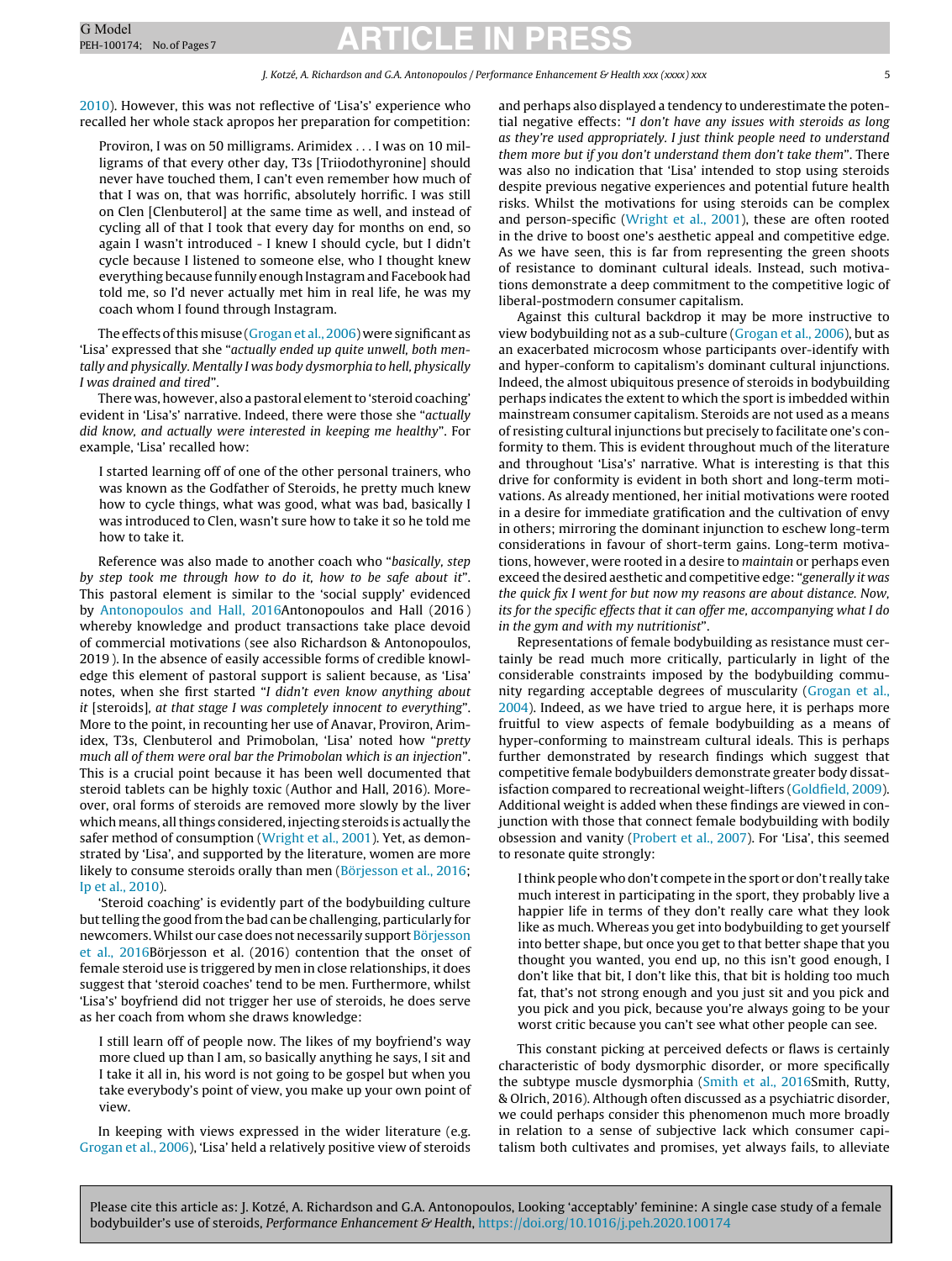2010). However, this was not reflective of 'Lisa's' experience who recalled her whole stack apropos her preparation for competition:

> Proviron, I was on 50 milligrams. Arimidex . . . I was on 10 milligrams of that every other day, T3s [Triiodothyronine] should never have touched them, I can't even remember how much of that I was on, that was horrific, absolutely horrific. I was still on Clen [Clenbuterol] at the same time as well, and instead of cycling all of that I took that every day for months on end, so again I wasn't introduced - I knew I should cycle, but I didn't cycle because I listened to someone else, who I thought knew everything because funnily enough Instagram and Facebook had told me, so I'd never actually met him in real life, he was my coach whom I found through Instagram.

The effects of this misuse (Grogan et al., 2006) were significant as 'Lisa' expressed that she "*actually ended up quite unwell, both mentally and physically. Mentally I was body dysmorphia to hell, physically I was drained and tired*".

There was, however, also a pastoral element to 'steroid coaching' evident in 'Lisa's' narrative. Indeed, there were those she "*actually did know, and actually were interested in keeping me healthy*". For example, 'Lisa' recalled how:

> I started learning off of one of the other personal trainers, who was known as the Godfather of Steroids, he pretty much knew how to cycle things, what was good, what was bad, basically I was introduced to Clen, wasn't sure how to take it so he told me how to take it.

Reference was also made to another coach who "*basically, step by step took me through how to do it, how to be safe about it*". This pastoral element is similar to the 'social supply' evidenced by Antonopoulos and Hall, 2016Antonopoulos and Hall (2016 ) whereby knowledge and product transactions take place devoid of commercial motivations (see also Richardson & Antonopoulos, 2019 ). In the absence of easily accessible forms of credible knowledge this element of pastoral support is salient because, as 'Lisa' notes, when she first started "*I didn't even know anything about it* [steroids], *at that stage I was completely innocent to everything*". More to the point, in recounting her use of Anavar, Proviron, Arimidex, T3s, Clenbuterol and Primobolan, 'Lisa' noted how "*pretty much all of them were oral bar the Primobolan which is an injection*". This is a crucial point because it has been well documented that steroid tablets can be highly toxic (Author and Hall, 2016). Moreover, oral forms of steroids are removed more slowly by the liver which means, all things considered, injecting steroids is actually the safer method of consumption (Wright et al., 2001). Yet, as demonstrated by 'Lisa', and supported by the literature, women are more likely to consume steroids orally than men (Börjesson et al., 2016; Ip et al., 2010).

'Steroid coaching' is evidently part of the bodybuilding culture but telling the good from the bad can be challenging, particularly for newcomers. Whilst our case does not necessarily support Börjesson et al., 2016Börjesson et al. (2016) contention that the onset of female steroid use is triggered by men in close relationships, it does suggest that 'steroid coaches' tend to be men. Furthermore, whilst 'Lisa's' boyfriend did not trigger her use of steroids, he does serve as her coach from whom she draws knowledge:

> I still learn off of people now. The likes of my boyfriend's way more clued up than I am, so basically anything he says, I sit and I take it all in, his word is not going to be gospel but when you take everybody's point of view, you make up your own point of view.

In keeping with views expressed in the wider literature (e.g. Grogan et al., 2006), 'Lisa' held a relatively positive view of steroids and perhaps also displayed a tendency to underestimate the potential negative effects: "*I don't have any issues with steroids as long as they're used appropriately. I just think people need to understand them more but if you don't understand them don't take them*". There was also no indication that 'Lisa' intended to stop using steroids despite previous negative experiences and potential future health risks. Whilst the motivations for using steroids can be complex and person-specific (Wright et al., 2001), these are often rooted in the drive to boost one's aesthetic appeal and competitive edge. As we have seen, this is far from representing the green shoots of resistance to dominant cultural ideals. Instead, such motivations demonstrate a deep commitment to the competitive logic of liberal-postmodern consumer capitalism.

Against this cultural backdrop it may be more instructive to view bodybuilding not as a sub-culture (Grogan et al., 2006), but as an exacerbated microcosm whose participants over-identify with and hyper-conform to capitalism's dominant cultural injunctions. Indeed, the almost ubiquitous presence of steroids in bodybuilding perhaps indicates the extent to which the sport is imbedded within mainstream consumer capitalism. Steroids are not used as a means of resisting cultural injunctions but precisely to facilitate one's conformity to them. This is evident throughout much of the literature and throughout 'Lisa's' narrative. What is interesting is that this drive for conformity is evident in both short and long-term motivations. As already mentioned, her initial motivations were rooted in a desire for immediate gratification and the cultivation of envy in others; mirroring the dominant injunction to eschew long-term considerations in favour of short-term gains. Long-term motivations, however, were rooted in a desire to *maintain* or perhaps even exceed the desired aesthetic and competitive edge: "*generally it was the quick fix I went for but now my reasons are about distance. Now, its for the specific effects that it can offer me, accompanying what I do in the gym and with my nutritionist*".

Representations of female bodybuilding as resistance must certainly be read much more critically, particularly in light of the considerable constraints imposed by the bodybuilding community regarding acceptable degrees of muscularity (Grogan et al., 2004). Indeed, as we have tried to argue here, it is perhaps more fruitful to view aspects of female bodybuilding as a means of hyper-conforming to mainstream cultural ideals. This is perhaps further demonstrated by research findings which suggest that competitive female bodybuilders demonstrate greater body dissatisfaction compared to recreational weight-lifters (Goldfield, 2009). Additional weight is added when these findings are viewed in conjunction with those that connect female bodybuilding with bodily obsession and vanity (Probert et al., 2007). For 'Lisa', this seemed to resonate quite strongly:

> I think people who don't compete in the sport or don't really take much interest in participating in the sport, they probably live a happier life in terms of they don't really care what they look like as much. Whereas you get into bodybuilding to get yourself into better shape, but once you get to that better shape that you thought you wanted, you end up, no this isn't good enough, I don't like that bit, I don't like this, that bit is holding too much fat, that's not strong enough and you just sit and you pick and you pick and you pick, because you're always going to be your worst critic because you can't see what other people can see.

This constant picking at perceived defects or flaws is certainly characteristic of body dysmorphic disorder, or more specifically the subtype muscle dysmorphia (Smith et al., 2016Smith, Rutty, & Olrich, 2016). Although often discussed as a psychiatric disorder, we could perhaps consider this phenomenon much more broadly in relation to a sense of subjective lack which consumer capitalism both cultivates and promises, yet always fails, to alleviate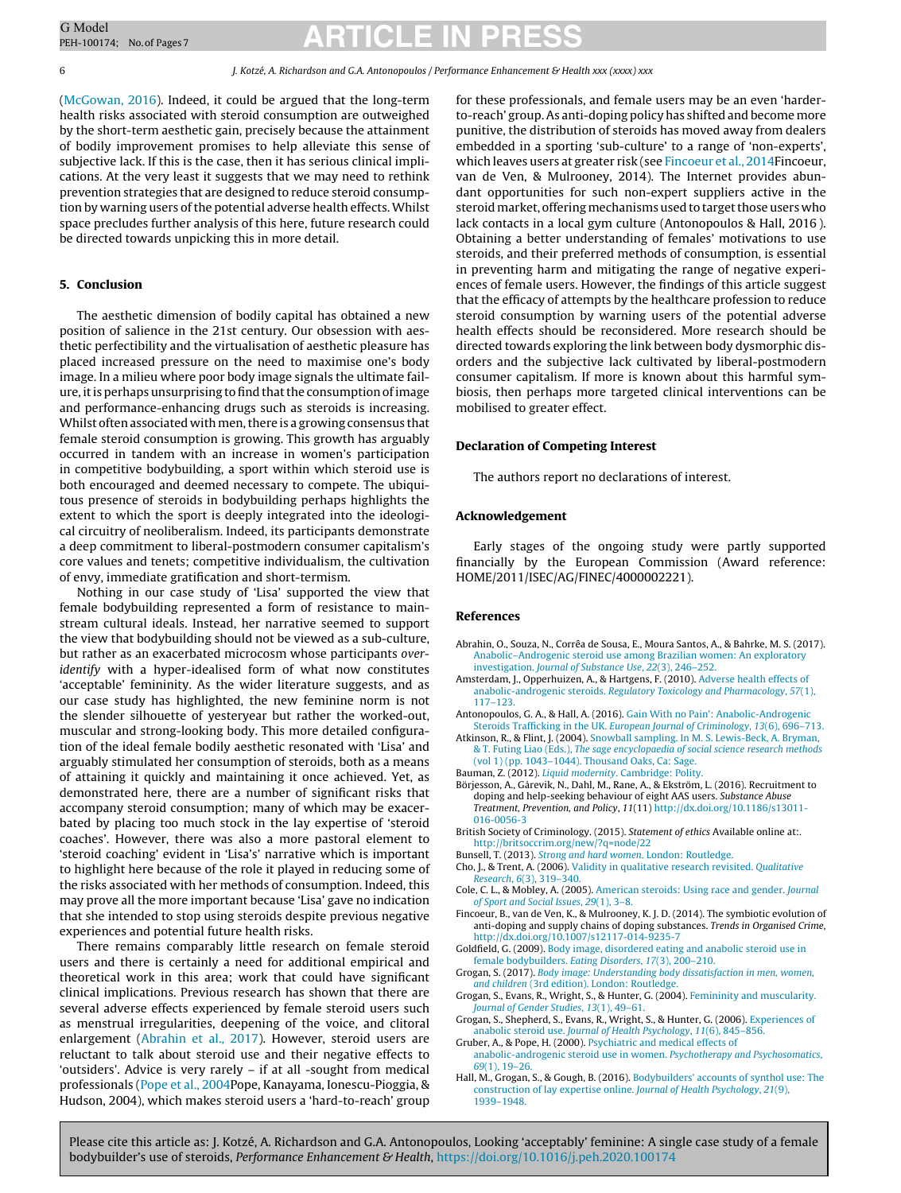(McGowan, 2016). Indeed, it could be argued that the long-term health risks associated with steroid consumption are outweighed by the short-term aesthetic gain, precisely because the attainment of bodily improvement promises to help alleviate this sense of subjective lack. If this is the case, then it has serious clinical implications. At the very least it suggests that we may need to rethink prevention strategies that are designed to reduce steroid consumption by warning users of the potential adverse health effects. Whilst space precludes further analysis of this here, future research could be directed towards unpicking this in more detail.

## 5. Conclusion

The aesthetic dimension of bodily capital has obtained a new position of salience in the 21st century. Our obsession with aesthetic perfectibility and the virtualisation of aesthetic pleasure has placed increased pressure on the need to maximise one's body image. In a milieu where poor body image signals the ultimate failure, it is perhaps unsurprising to find that the consumption of image and performance-enhancing drugs such as steroids is increasing. Whilst often associated with men, there is a growing consensus that female steroid consumption is growing. This growth has arguably occurred in tandem with an increase in women's participation in competitive bodybuilding, a sport within which steroid use is both encouraged and deemed necessary to compete. The ubiquitous presence of steroids in bodybuilding perhaps highlights the extent to which the sport is deeply integrated into the ideological circuitry of neoliberalism. Indeed, its participants demonstrate a deep commitment to liberal-postmodern consumer capitalism's core values and tenets; competitive individualism, the cultivation of envy, immediate gratification and short-termism.

Nothing in our case study of 'Lisa' supported the view that female bodybuilding represented a form of resistance to mainstream cultural ideals. Instead, her narrative seemed to support the view that bodybuilding should not be viewed as a sub-culture, but rather as an exacerbated microcosm whose participants *over-identify* with a hyper-idealised form of what now constitutes 'acceptable' femininity. As the wider literature suggests, and as our case study has highlighted, the new feminine norm is not the slender silhouette of yesteryear but rather the worked-out, muscular and strong-looking body. This more detailed configuration of the ideal female bodily aesthetic resonated with 'Lisa' and arguably stimulated her consumption of steroids, both as a means of attaining it quickly and maintaining it once achieved. Yet, as demonstrated here, there are a number of significant risks that accompany steroid consumption; many of which may be exacerbated by placing too much stock in the lay expertise of 'steroid coaches'. However, there was also a more pastoral element to 'steroid coaching' evident in 'Lisa's' narrative which is important to highlight here because of the role it played in reducing some of the risks associated with her methods of consumption. Indeed, this may prove all the more important because 'Lisa' gave no indication that she intended to stop using steroids despite previous negative experiences and potential future health risks.

There remains comparably little research on female steroid users and there is certainly a need for additional empirical and theoretical work in this area; work that could have significant clinical implications. Previous research has shown that there are several adverse effects experienced by female steroid users such as menstrual irregularities, deepening of the voice, and clitoral enlargement (Abrahin et al., 2017). However, steroid users are reluctant to talk about steroid use and their negative effects to 'outsiders'. Advice is very rarely – if at all -sought from medical professionals (Pope et al., 2004Pope, Kanayama, Ionescu-Pioggia, & Hudson, 2004), which makes steroid users a 'hard-to-reach' group for these professionals, and female users may be an even 'harder-to-reach' group. As anti-doping policy has shifted and become more punitive, the distribution of steroids has moved away from dealers embedded in a sporting 'sub-culture' to a range of 'non-experts', which leaves users at greater risk (see Fincoeur et al., 2014Fincoeur, van de Ven, & Mulrooney, 2014). The Internet provides abundant opportunities for such non-expert suppliers active in the steroid market, offering mechanisms used to target those users who lack contacts in a local gym culture (Antonopoulos & Hall, 2016 ). Obtaining a better understanding of females' motivations to use steroids, and their preferred methods of consumption, is essential in preventing harm and mitigating the range of negative experiences of female users. However, the findings of this article suggest that the efficacy of attempts by the healthcare profession to reduce steroid consumption by warning users of the potential adverse health effects should be reconsidered. More research should be directed towards exploring the link between body dysmorphic disorders and the subjective lack cultivated by liberal-postmodern consumer capitalism. If more is known about this harmful symbiosis, then perhaps more targeted clinical interventions can be mobilised to greater effect.

## Declaration of Competing Interest

The authors report no declarations of interest.

## Acknowledgement

Early stages of the ongoing study were partly supported financially by the European Commission (Award reference: HOME/2011/ISEC/AG/FINEC/4000002221).

## References

Abrahin, O., Souza, N., Corrêa de Sousa, E., Moura Santos, A., & Bahrke, M. S. (2017). Anabolic–Androgenic steroid use among Brazilian women: An exploratory investigation. *Journal of Substance Use*, *22*(3), 246–252.

Amsterdam, J., Opperhuizen, A., & Hartgens, F. (2010). Adverse health effects of anabolic-androgenic steroids. *Regulatory Toxicology and Pharmacology*, *57*(1), 117–123.

Antonopoulos, G. A., & Hall, A. (2016). Gain With no Pain': Anabolic-Androgenic Steroids Trafficking in the UK. *European Journal of Criminology*, *13*(6), 696–713.

Atkinson, R., & Flint, J. (2004). Snowball sampling. In M. S. Lewis-Beck, A. Bryman, & T. Futing Liao (Eds.), *The sage encyclopaedia of social science research methods (vol 1)* (pp. 1043–1044). Thousand Oaks, Ca: Sage.

Bauman, Z. (2012). *Liquid modernity*. Cambridge: Polity.

Börjesson, A., Gårevik, N., Dahl, M., Rane, A., & Ekström, L. (2016). Recruitment to doping and help-seeking behaviour of eight AAS users. *Substance Abuse Treatment, Prevention, and Policy*, *11*(11) http://dx.doi.org/10.1186/s13011-016-0056-3

British Society of Criminology. (2015). *Statement of ethics* Available online at:. http://britsoccrim.org/new/?q=node/22

Bunsell, T. (2013). *Strong and hard women*. London: Routledge.

Cho, J., & Trent, A. (2006). Validity in qualitative research revisited. *Qualitative Research*, *6*(3), 319–340.

Cole, C. L., & Mobley, A. (2005). American steroids: Using race and gender. *Journal of Sport and Social Issues*, *29*(1), 3–8.

Fincoeur, B., van de Ven, K., & Mulrooney, K. J. D. (2014). The symbiotic evolution of anti-doping and supply chains of doping substances. *Trends in Organised Crime*, http://dx.doi.org/10.1007/s12117-014-9235-7

Goldfield, G. (2009). Body image, disordered eating and anabolic steroid use in female bodybuilders. *Eating Disorders*, *17*(3), 200–210.

Grogan, S. (2017). *Body image: Understanding body dissatisfaction in men, women, and children* (3rd edition). London: Routledge.

Grogan, S., Evans, R., Wright, S., & Hunter, G. (2004). Femininity and muscularity. *Journal of Gender Studies*, *13*(1), 49–61.

Grogan, S., Shepherd, S., Evans, R., Wright, S., & Hunter, G. (2006). Experiences of anabolic steroid use. *Journal of Health Psychology*, *11*(6), 845–856.

Gruber, A., & Pope, H. (2000). Psychiatric and medical effects of anabolic-androgenic steroid use in women. *Psychotherapy and Psychosomatics*, *69*(1), 19–26.

Hall, M., Grogan, S., & Gough, B. (2016). Bodybuilders' accounts of synthol use: The construction of lay expertise online. *Journal of Health Psychology*, *21*(9), 1939–1948.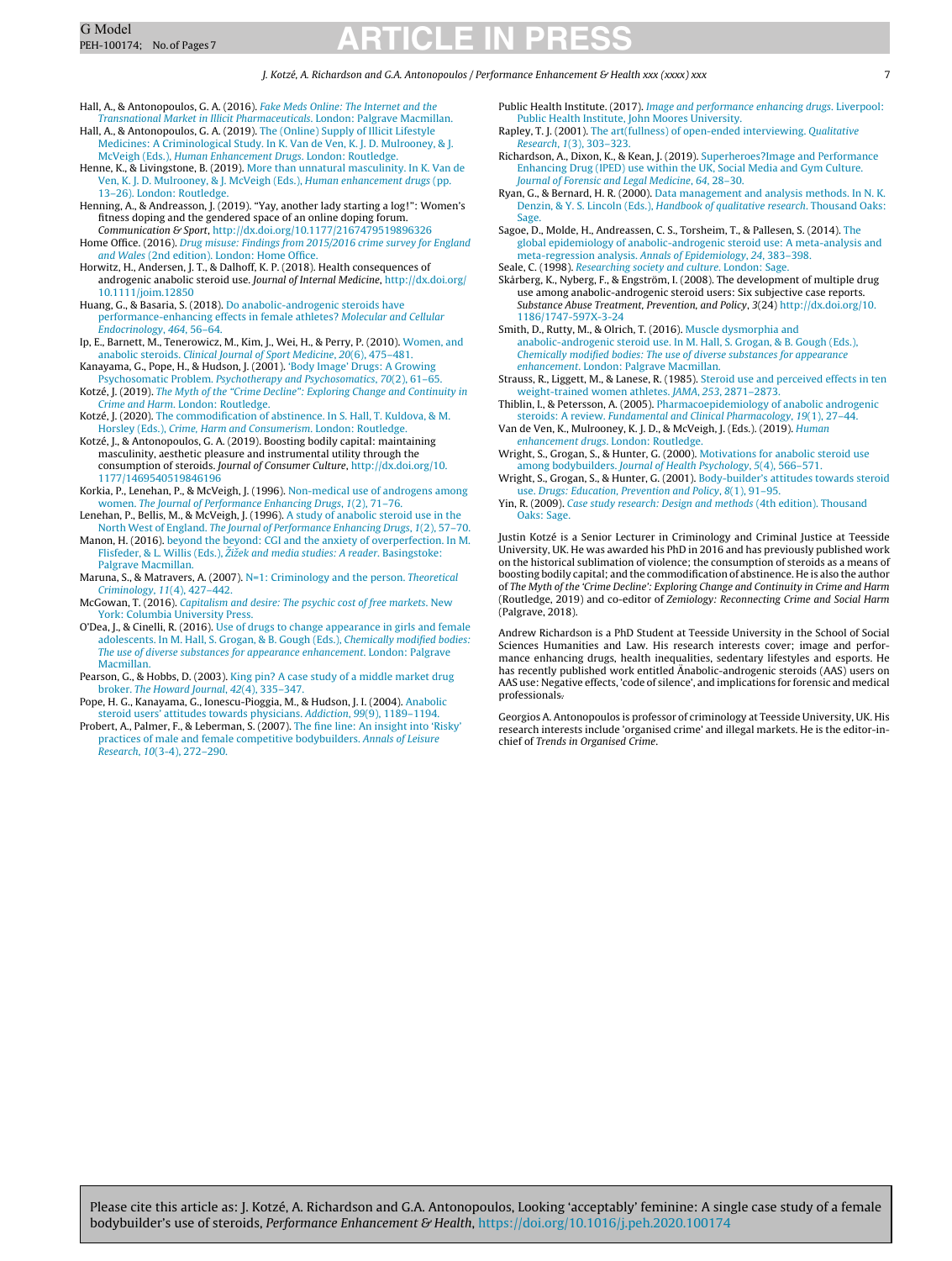Hall, A., & Antonopoulos, G. A. (2016). *Fake Meds Online: The Internet and the Transnational Market in Illicit Pharmaceuticals*. London: Palgrave Macmillan.

Hall, A., & Antonopoulos, G. A. (2019). The (Online) Supply of Illicit Lifestyle Medicines: A Criminological Study. In K. Van de Ven, K. J. D. Mulrooney, & J. McVeigh (Eds.), *Human Enhancement Drugs*. London: Routledge.

Henne, K., & Livingstone, B. (2019). More than unnatural masculinity. In K. Van de Ven, K. J. D. Mulrooney, & J. McVeigh (Eds.), *Human enhancement drugs* (pp. 13–26). London: Routledge.

Henning, A., & Andreasson, J. (2019). "Yay, another lady starting a log!": Women's fitness doping and the gendered space of an online doping forum. *Communication & Sport*, http://dx.doi.org/10.1177/2167479519896326

Home Office. (2016). *Drug misuse: Findings from 2015/2016 crime survey for England and Wales* (2nd edition). London: Home Office.

Horwitz, H., Andersen, J. T., & Dalhoff, K. P. (2018). Health consequences of androgenic anabolic steroid use. *Journal of Internal Medicine*, http://dx.doi.org/10.1111/joim.12850

Huang, G., & Basaria, S. (2018). Do anabolic-androgenic steroids have performance-enhancing effects in female athletes? *Molecular and Cellular Endocrinology*, *464*, 56–64.

Ip, E., Barnett, M., Tenerowicz, M., Kim, J., Wei, H., & Perry, P. (2010). Women, and anabolic steroids. *Clinical Journal of Sport Medicine*, *20*(6), 475–481.

Kanayama, G., Pope, H., & Hudson, J. (2001). 'Body Image' Drugs: A Growing Psychosomatic Problem. *Psychotherapy and Psychosomatics*, *70*(2), 61–65.

Kotzé, J. (2019). *The Myth of the "Crime Decline": Exploring Change and Continuity in Crime and Harm*. London: Routledge.

Kotzé, J. (2020). The commodification of abstinence. In S. Hall, T. Kuldova, & M. Horsley (Eds.), *Crime, Harm and Consumerism*. London: Routledge.

Kotzé, J., & Antonopoulos, G. A. (2019). Boosting bodily capital: maintaining masculinity, aesthetic pleasure and instrumental utility through the consumption of steroids. *Journal of Consumer Culture*, http://dx.doi.org/10.1177/1469540519846196

Korkia, P., Lenehan, P., & McVeigh, J. (1996). Non-medical use of androgens among women. *The Journal of Performance Enhancing Drugs*, *1*(2), 71–76.

Lenehan, P., Bellis, M., & McVeigh, J. (1996). A study of anabolic steroid use in the North West of England. *The Journal of Performance Enhancing Drugs*, *1*(2), 57–70.

Manon, H. (2016). beyond the beyond: CGI and the anxiety of overperfection. In M. Flisfeder, & L. Willis (Eds.), *Žižek and media studies: A reader*. Basingstoke: Palgrave Macmillan.

Maruna, S., & Matravers, A. (2007). N=1: Criminology and the person. *Theoretical Criminology*, *11*(4), 427–442.

McGowan, T. (2016). *Capitalism and desire: The psychic cost of free markets*. New York: Columbia University Press.

O'Dea, J., & Cinelli, R. (2016). Use of drugs to change appearance in girls and female adolescents. In M. Hall, S. Grogan, & B. Gough (Eds.), *Chemically modified bodies: The use of diverse substances for appearance enhancement*. London: Palgrave Macmillan.

Pearson, G., & Hobbs, D. (2003). King pin? A case study of a middle market drug broker. *The Howard Journal*, *42*(4), 335–347.

Pope, H. G., Kanayama, G., Ionescu-Pioggia, M., & Hudson, J. I. (2004). Anabolic steroid users' attitudes towards physicians. *Addiction*, *99*(9), 1189–1194.

Probert, A., Palmer, F., & Leberman, S. (2007). The fine line: An insight into 'Risky' practices of male and female competitive bodybuilders. *Annals of Leisure Research*, *10*(3-4), 272–290.

Public Health Institute. (2017). *Image and performance enhancing drugs*. Liverpool: Public Health Institute, John Moores University.

Rapley, T. J. (2001). The art(fullness) of open-ended interviewing. *Qualitative Research*, *1*(3), 303–323.

Richardson, A., Dixon, K., & Kean, J. (2019). Superheroes?Image and Performance Enhancing Drug (IPED) use within the UK, Social Media and Gym Culture. *Journal of Forensic and Legal Medicine*, *64*, 28–30.

Ryan, G., & Bernard, H. R. (2000). Data management and analysis methods. In N. K. Denzin, & Y. S. Lincoln (Eds.), *Handbook of qualitative research*. Thousand Oaks: Sage.

Sagoe, D., Molde, H., Andreassen, C. S., Torsheim, T., & Pallesen, S. (2014). The global epidemiology of anabolic-androgenic steroid use: A meta-analysis and meta-regression analysis. *Annals of Epidemiology*, *24*, 383–398.

Seale, C. (1998). *Researching society and culture*. London: Sage.

Skårberg, K., Nyberg, F., & Engström, I. (2008). The development of multiple drug use among anabolic-androgenic steroid users: Six subjective case reports. *Substance Abuse Treatment, Prevention, and Policy*, *3*(24) http://dx.doi.org/10.1186/1747-597X-3-24

Smith, D., Rutty, M., & Olrich, T. (2016). Muscle dysmorphia and anabolic-androgenic steroid use. In M. Hall, S. Grogan, & B. Gough (Eds.), *Chemically modified bodies: The use of diverse substances for appearance enhancement*. London: Palgrave Macmillan.

Strauss, R., Liggett, M., & Lanese, R. (1985). Steroid use and perceived effects in ten weight-trained women athletes. *JAMA*, *253*, 2871–2873.

Thiblin, I., & Petersson, A. (2005). Pharmacoepidemiology of anabolic androgenic steroids: A review. *Fundamental and Clinical Pharmacology*, *19*(1), 27–44.

Van de Ven, K., Mulrooney, K. J. D., & McVeigh, J. (Eds.). (2019). *Human enhancement drugs*. London: Routledge.

Wright, S., Grogan, S., & Hunter, G. (2000). Motivations for anabolic steroid use among bodybuilders. *Journal of Health Psychology*, *5*(4), 566–571.

Wright, S., Grogan, S., & Hunter, G. (2001). Body-builder's attitudes towards steroid use. *Drugs: Education, Prevention and Policy*, *8*(1), 91–95.

Yin, R. (2009). *Case study research: Design and methods* (4th edition). Thousand Oaks: Sage.

Justin Kotzé is a Senior Lecturer in Criminology and Criminal Justice at Teesside University, UK. He was awarded his PhD in 2016 and has previously published work on the historical sublimation of violence; the consumption of steroids as a means of boosting bodily capital; and the commodification of abstinence. He is also the author of *The Myth of the 'Crime Decline': Exploring Change and Continuity in Crime and Harm* (Routledge, 2019) and co-editor of *Zemiology: Reconnecting Crime and Social Harm* (Palgrave, 2018).

Andrew Richardson is a PhD Student at Teesside University in the School of Social Sciences Humanities and Law. His research interests cover; image and performance enhancing drugs, health inequalities, sedentary lifestyles and esports. He has recently published work entitled Änabolic-androgenic steroids (AAS) users on AAS use: Negative effects, 'code of silence', and implications for forensic and medical professionals.

Georgios A. Antonopoulos is professor of criminology at Teesside University, UK. His research interests include 'organised crime' and illegal markets. He is the editor-in-chief of *Trends in Organised Crime*.